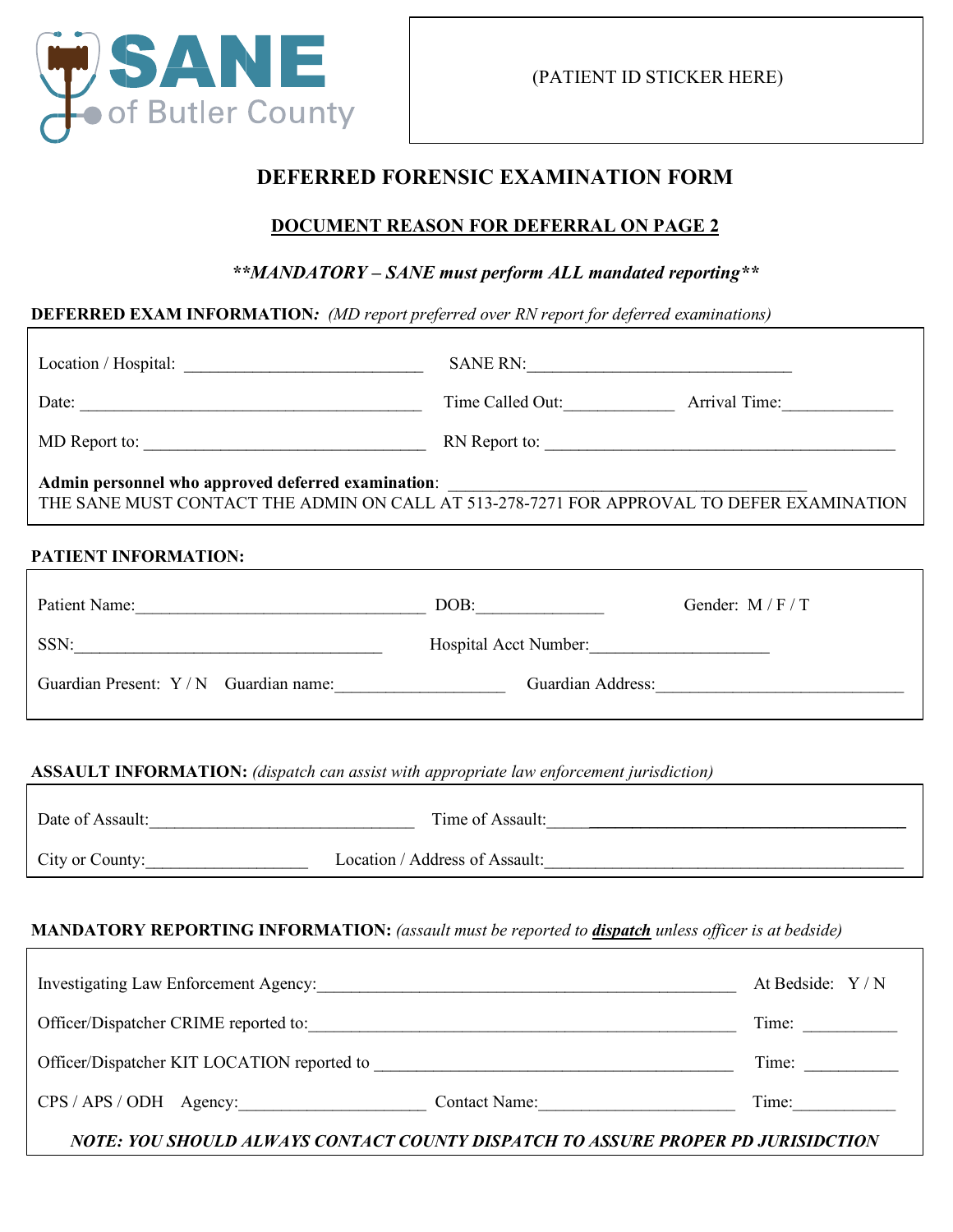SANE of Butler County

(PATIENT ID STICKER HERE)

# DEFERRED FORENSIC EXAMINATION FORM

## DOCUMENT REASON FOR DEFERRAL ON PAGE 2

***\*\*MANDATORY – SANE must perform ALL mandated reporting\*\****

**DEFERRED EXAM INFORMATION***: (MD report preferred over RN report for deferred examinations)*

Location / Hospital: ____________________________ SANE RN: _______________________________

Date: _________________________________________ Time Called Out: ____________ Arrival Time: ____________

MD Report to: _________________________________ RN Report to: ________________________________________

**Admin personnel who approved deferred examination**: __________________________________________

THE SANE MUST CONTACT THE ADMIN ON CALL AT 513-278-7271 FOR APPROVAL TO DEFER EXAMINATION

**PATIENT INFORMATION:**

Patient Name: __________________________________ DOB: ______________ Gender: M / F / T

SSN: ____________________________________ Hospital Acct Number: ____________________

Guardian Present: Y / N Guardian name: ___________________ Guardian Address: _____________________________

**ASSAULT INFORMATION:** *(dispatch can assist with appropriate law enforcement jurisdiction)*

Date of Assault: ______________________________ Time of Assault: ______________________________________

City or County: __________________ Location / Address of Assault: __________________________________________

**MANDATORY REPORTING INFORMATION:** *(assault must be reported to **dispatch** unless officer is at bedside)*

Investigating Law Enforcement Agency: __________________________________________________ At Bedside: Y / N

Officer/Dispatcher CRIME reported to: __________________________________________________ Time: __________

Officer/Dispatcher KIT LOCATION reported to ________________________________________ Time: __________

CPS / APS / ODH Agency: _____________________ Contact Name: ______________________ Time: ___________

***NOTE: YOU SHOULD ALWAYS CONTACT COUNTY DISPATCH TO ASSURE PROPER PD JURISIDCTION***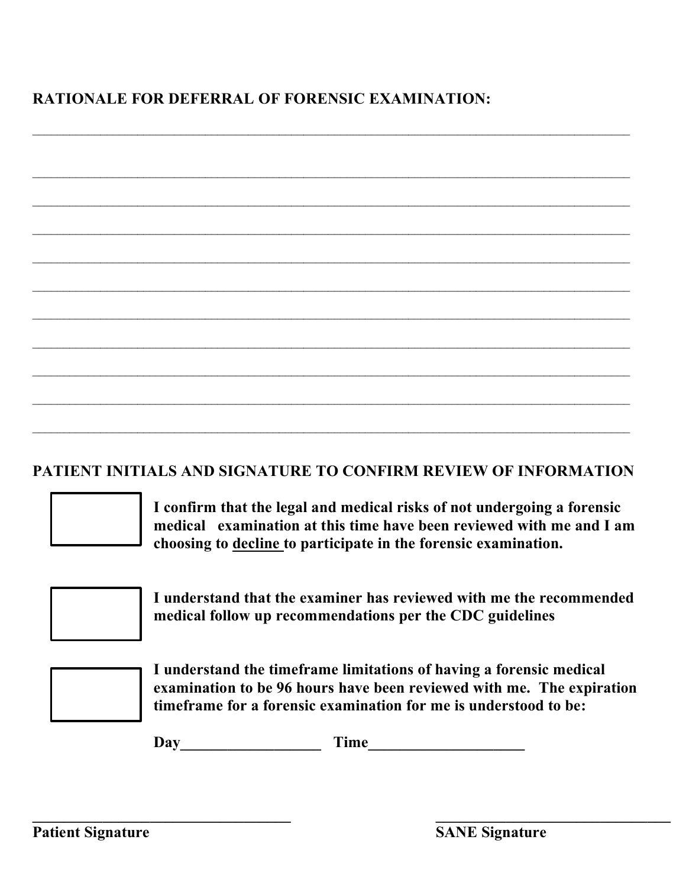**RATIONALE FOR DEFERRAL OF FORENSIC EXAMINATION:**

\_\_\_\_\_\_\_\_\_\_\_\_\_\_\_\_\_\_\_\_\_\_\_\_\_\_\_\_\_\_\_\_\_\_\_\_\_\_\_\_\_\_\_\_\_\_\_\_\_\_\_\_\_\_\_\_\_\_\_\_\_\_\_\_\_\_\_\_\_\_\_\_\_\_\_\_\_\_

\_\_\_\_\_\_\_\_\_\_\_\_\_\_\_\_\_\_\_\_\_\_\_\_\_\_\_\_\_\_\_\_\_\_\_\_\_\_\_\_\_\_\_\_\_\_\_\_\_\_\_\_\_\_\_\_\_\_\_\_\_\_\_\_\_\_\_\_\_\_\_\_\_\_\_\_\_\_

\_\_\_\_\_\_\_\_\_\_\_\_\_\_\_\_\_\_\_\_\_\_\_\_\_\_\_\_\_\_\_\_\_\_\_\_\_\_\_\_\_\_\_\_\_\_\_\_\_\_\_\_\_\_\_\_\_\_\_\_\_\_\_\_\_\_\_\_\_\_\_\_\_\_\_\_\_\_

\_\_\_\_\_\_\_\_\_\_\_\_\_\_\_\_\_\_\_\_\_\_\_\_\_\_\_\_\_\_\_\_\_\_\_\_\_\_\_\_\_\_\_\_\_\_\_\_\_\_\_\_\_\_\_\_\_\_\_\_\_\_\_\_\_\_\_\_\_\_\_\_\_\_\_\_\_\_

\_\_\_\_\_\_\_\_\_\_\_\_\_\_\_\_\_\_\_\_\_\_\_\_\_\_\_\_\_\_\_\_\_\_\_\_\_\_\_\_\_\_\_\_\_\_\_\_\_\_\_\_\_\_\_\_\_\_\_\_\_\_\_\_\_\_\_\_\_\_\_\_\_\_\_\_\_\_

\_\_\_\_\_\_\_\_\_\_\_\_\_\_\_\_\_\_\_\_\_\_\_\_\_\_\_\_\_\_\_\_\_\_\_\_\_\_\_\_\_\_\_\_\_\_\_\_\_\_\_\_\_\_\_\_\_\_\_\_\_\_\_\_\_\_\_\_\_\_\_\_\_\_\_\_\_\_

\_\_\_\_\_\_\_\_\_\_\_\_\_\_\_\_\_\_\_\_\_\_\_\_\_\_\_\_\_\_\_\_\_\_\_\_\_\_\_\_\_\_\_\_\_\_\_\_\_\_\_\_\_\_\_\_\_\_\_\_\_\_\_\_\_\_\_\_\_\_\_\_\_\_\_\_\_\_

\_\_\_\_\_\_\_\_\_\_\_\_\_\_\_\_\_\_\_\_\_\_\_\_\_\_\_\_\_\_\_\_\_\_\_\_\_\_\_\_\_\_\_\_\_\_\_\_\_\_\_\_\_\_\_\_\_\_\_\_\_\_\_\_\_\_\_\_\_\_\_\_\_\_\_\_\_\_

\_\_\_\_\_\_\_\_\_\_\_\_\_\_\_\_\_\_\_\_\_\_\_\_\_\_\_\_\_\_\_\_\_\_\_\_\_\_\_\_\_\_\_\_\_\_\_\_\_\_\_\_\_\_\_\_\_\_\_\_\_\_\_\_\_\_\_\_\_\_\_\_\_\_\_\_\_\_

\_\_\_\_\_\_\_\_\_\_\_\_\_\_\_\_\_\_\_\_\_\_\_\_\_\_\_\_\_\_\_\_\_\_\_\_\_\_\_\_\_\_\_\_\_\_\_\_\_\_\_\_\_\_\_\_\_\_\_\_\_\_\_\_\_\_\_\_\_\_\_\_\_\_\_\_\_\_

\_\_\_\_\_\_\_\_\_\_\_\_\_\_\_\_\_\_\_\_\_\_\_\_\_\_\_\_\_\_\_\_\_\_\_\_\_\_\_\_\_\_\_\_\_\_\_\_\_\_\_\_\_\_\_\_\_\_\_\_\_\_\_\_\_\_\_\_\_\_\_\_\_\_\_\_\_\_

**PATIENT INITIALS AND SIGNATURE TO CONFIRM REVIEW OF INFORMATION**

☐ **I confirm that the legal and medical risks of not undergoing a forensic medical examination at this time have been reviewed with me and I am choosing to <u>decline</u> to participate in the forensic examination.**

☐ **I understand that the examiner has reviewed with me the recommended medical follow up recommendations per the CDC guidelines**

☐ **I understand the timeframe limitations of having a forensic medical examination to be 96 hours have been reviewed with me. The expiration timeframe for a forensic examination for me is understood to be:**

**Day\_\_\_\_\_\_\_\_\_\_\_\_\_\_\_\_\_\_ Time\_\_\_\_\_\_\_\_\_\_\_\_\_\_\_\_\_\_\_\_**

\_\_\_\_\_\_\_\_\_\_\_\_\_\_\_\_\_\_\_\_\_\_\_\_\_\_\_\_\_\_\_\_\_\_\_
**Patient Signature**

\_\_\_\_\_\_\_\_\_\_\_\_\_\_\_\_\_\_\_\_\_\_\_\_\_\_\_\_\_\_\_\_\_\_\_
**SANE Signature**